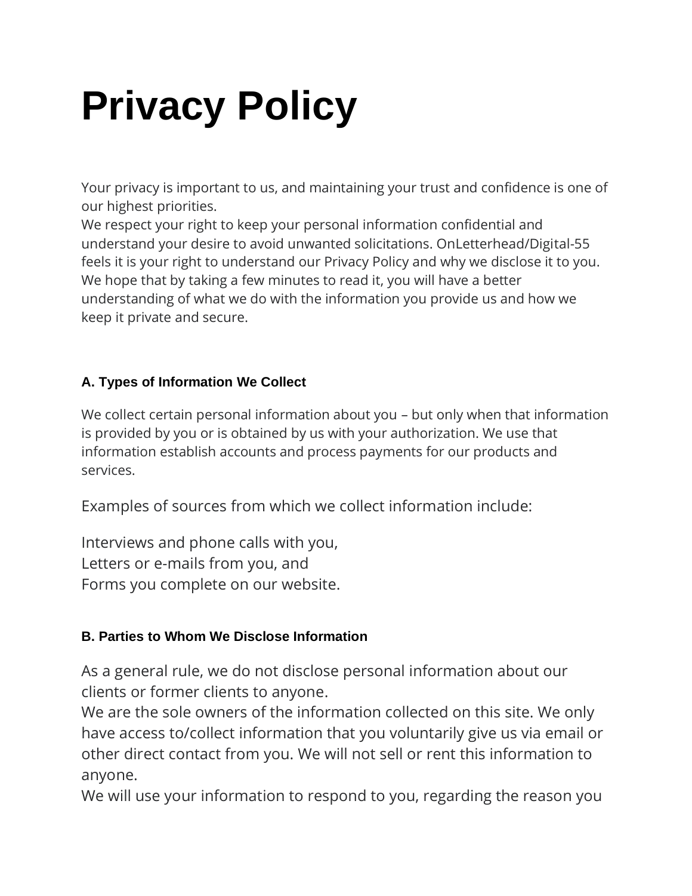# Privacy Policy

Your privacy is important to us, and maintaining your trust and confidence is one of our highest priorities.
We respect your right to keep your personal information confidential and understand your desire to avoid unwanted solicitations. OnLetterhead/Digital-55 feels it is your right to understand our Privacy Policy and why we disclose it to you. We hope that by taking a few minutes to read it, you will have a better understanding of what we do with the information you provide us and how we keep it private and secure.

#### A. Types of Information We Collect

We collect certain personal information about you – but only when that information is provided by you or is obtained by us with your authorization. We use that information establish accounts and process payments for our products and services.

Examples of sources from which we collect information include:

Interviews and phone calls with you,
Letters or e-mails from you, and
Forms you complete on our website.

#### B. Parties to Whom We Disclose Information

As a general rule, we do not disclose personal information about our clients or former clients to anyone.
We are the sole owners of the information collected on this site. We only have access to/collect information that you voluntarily give us via email or other direct contact from you. We will not sell or rent this information to anyone.
We will use your information to respond to you, regarding the reason you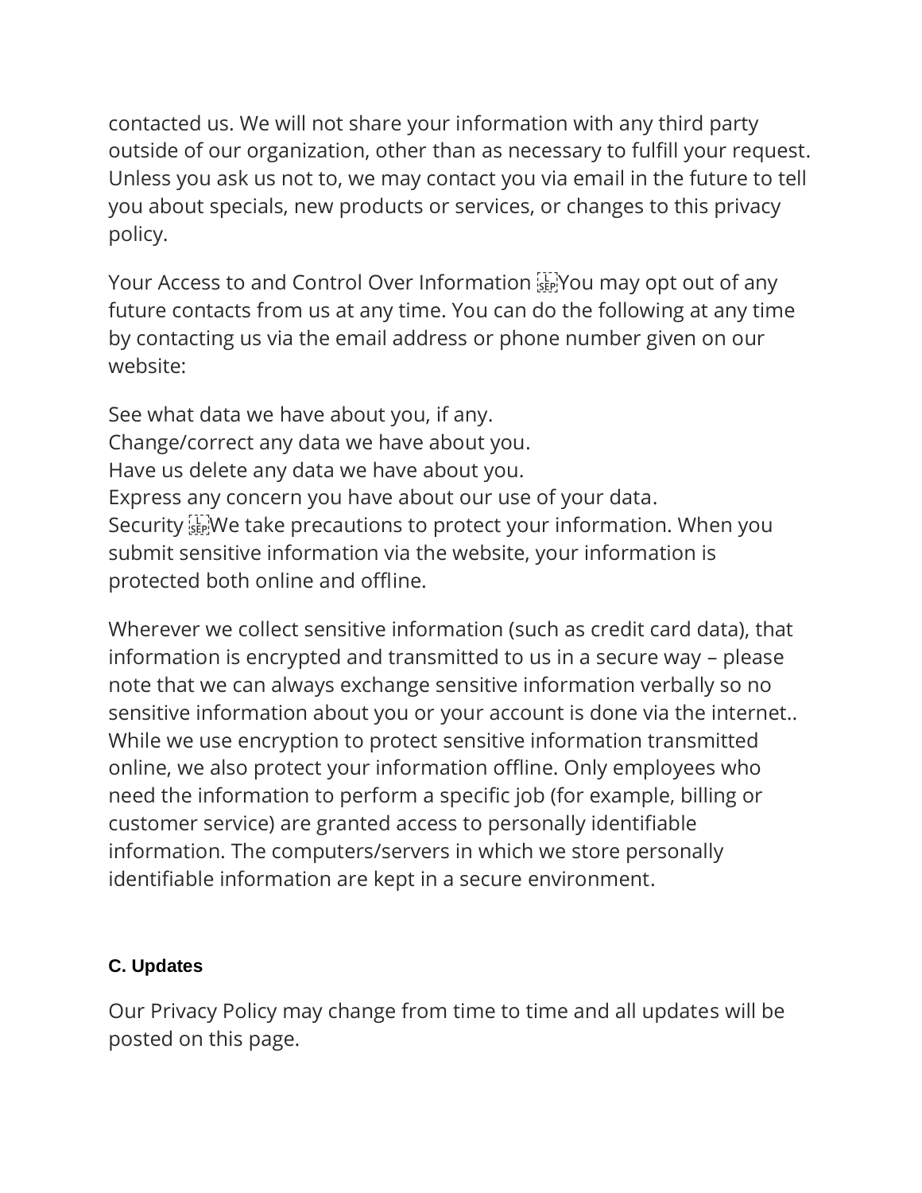contacted us. We will not share your information with any third party outside of our organization, other than as necessary to fulfill your request. Unless you ask us not to, we may contact you via email in the future to tell you about specials, new products or services, or changes to this privacy policy.

Your Access to and Control Over Information You may opt out of any future contacts from us at any time. You can do the following at any time by contacting us via the email address or phone number given on our website:

See what data we have about you, if any.
Change/correct any data we have about you.
Have us delete any data we have about you.
Express any concern you have about our use of your data.
Security We take precautions to protect your information. When you submit sensitive information via the website, your information is protected both online and offline.

Wherever we collect sensitive information (such as credit card data), that information is encrypted and transmitted to us in a secure way – please note that we can always exchange sensitive information verbally so no sensitive information about you or your account is done via the internet.. While we use encryption to protect sensitive information transmitted online, we also protect your information offline. Only employees who need the information to perform a specific job (for example, billing or customer service) are granted access to personally identifiable information. The computers/servers in which we store personally identifiable information are kept in a secure environment.

### C. Updates

Our Privacy Policy may change from time to time and all updates will be posted on this page.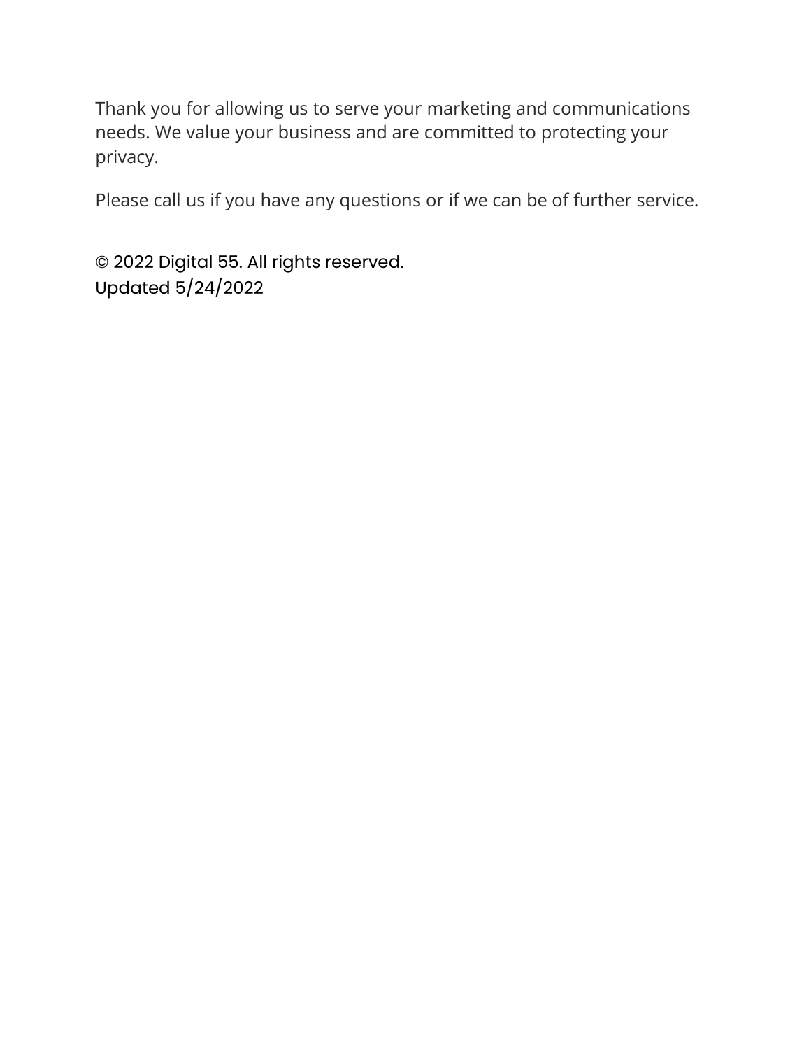Thank you for allowing us to serve your marketing and communications needs. We value your business and are committed to protecting your privacy.

Please call us if you have any questions or if we can be of further service.

© 2022 Digital 55. All rights reserved.
Updated 5/24/2022